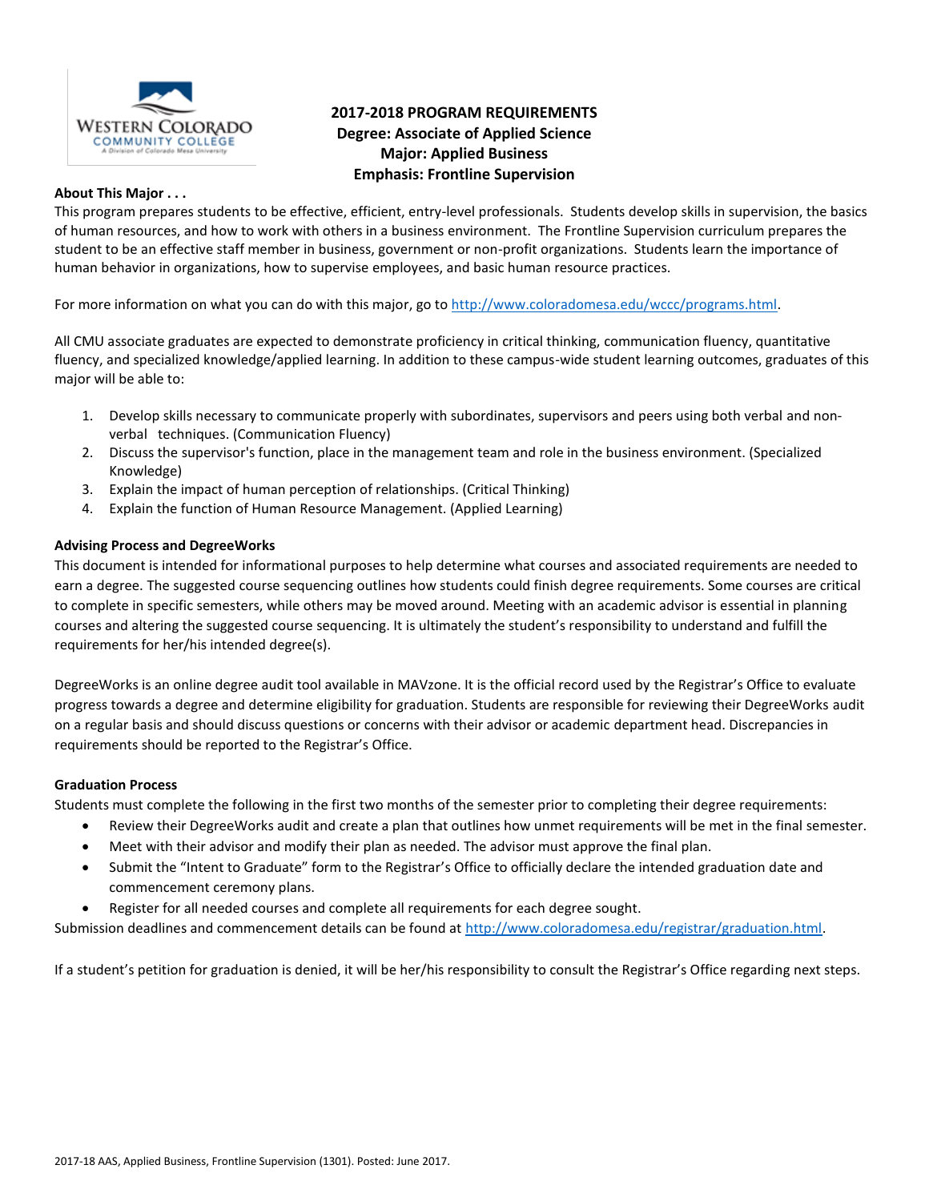# 2017-2018 PROGRAM REQUIREMENTS
## Degree: Associate of Applied Science
## Major: Applied Business
## Emphasis: Frontline Supervision

**About This Major . . .**

This program prepares students to be effective, efficient, entry-level professionals. Students develop skills in supervision, the basics of human resources, and how to work with others in a business environment. The Frontline Supervision curriculum prepares the student to be an effective staff member in business, government or non-profit organizations. Students learn the importance of human behavior in organizations, how to supervise employees, and basic human resource practices.

For more information on what you can do with this major, go to http://www.coloradomesa.edu/wccc/programs.html.

All CMU associate graduates are expected to demonstrate proficiency in critical thinking, communication fluency, quantitative fluency, and specialized knowledge/applied learning. In addition to these campus-wide student learning outcomes, graduates of this major will be able to:

1. Develop skills necessary to communicate properly with subordinates, supervisors and peers using both verbal and non-verbal techniques. (Communication Fluency)
2. Discuss the supervisor's function, place in the management team and role in the business environment. (Specialized Knowledge)
3. Explain the impact of human perception of relationships. (Critical Thinking)
4. Explain the function of Human Resource Management. (Applied Learning)

**Advising Process and DegreeWorks**

This document is intended for informational purposes to help determine what courses and associated requirements are needed to earn a degree. The suggested course sequencing outlines how students could finish degree requirements. Some courses are critical to complete in specific semesters, while others may be moved around. Meeting with an academic advisor is essential in planning courses and altering the suggested course sequencing. It is ultimately the student's responsibility to understand and fulfill the requirements for her/his intended degree(s).

DegreeWorks is an online degree audit tool available in MAVzone. It is the official record used by the Registrar's Office to evaluate progress towards a degree and determine eligibility for graduation. Students are responsible for reviewing their DegreeWorks audit on a regular basis and should discuss questions or concerns with their advisor or academic department head. Discrepancies in requirements should be reported to the Registrar's Office.

**Graduation Process**

Students must complete the following in the first two months of the semester prior to completing their degree requirements:

- Review their DegreeWorks audit and create a plan that outlines how unmet requirements will be met in the final semester.
- Meet with their advisor and modify their plan as needed. The advisor must approve the final plan.
- Submit the "Intent to Graduate" form to the Registrar's Office to officially declare the intended graduation date and commencement ceremony plans.
- Register for all needed courses and complete all requirements for each degree sought.

Submission deadlines and commencement details can be found at http://www.coloradomesa.edu/registrar/graduation.html.

If a student's petition for graduation is denied, it will be her/his responsibility to consult the Registrar's Office regarding next steps.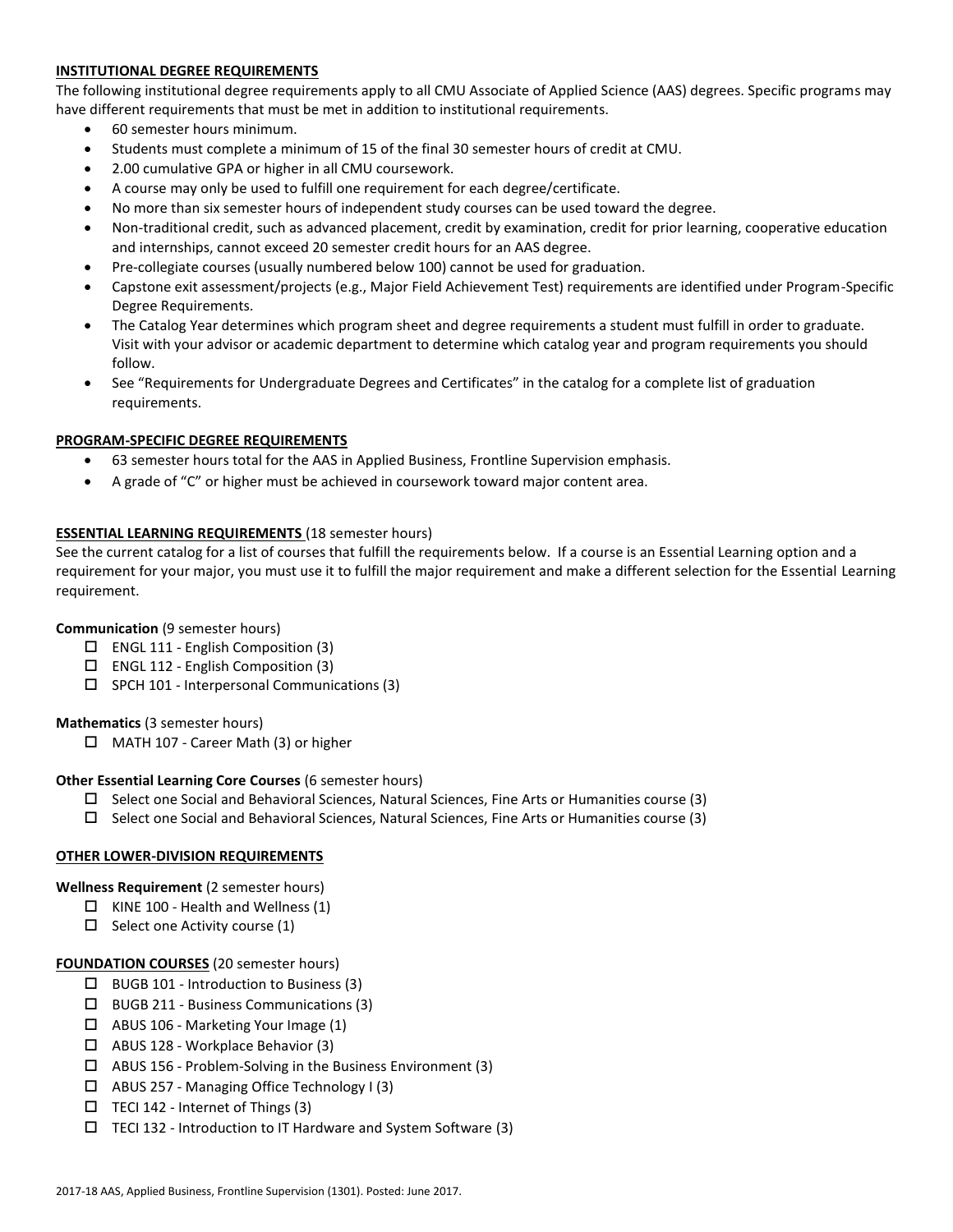## INSTITUTIONAL DEGREE REQUIREMENTS

The following institutional degree requirements apply to all CMU Associate of Applied Science (AAS) degrees. Specific programs may have different requirements that must be met in addition to institutional requirements.

- 60 semester hours minimum.
- Students must complete a minimum of 15 of the final 30 semester hours of credit at CMU.
- 2.00 cumulative GPA or higher in all CMU coursework.
- A course may only be used to fulfill one requirement for each degree/certificate.
- No more than six semester hours of independent study courses can be used toward the degree.
- Non-traditional credit, such as advanced placement, credit by examination, credit for prior learning, cooperative education and internships, cannot exceed 20 semester credit hours for an AAS degree.
- Pre-collegiate courses (usually numbered below 100) cannot be used for graduation.
- Capstone exit assessment/projects (e.g., Major Field Achievement Test) requirements are identified under Program-Specific Degree Requirements.
- The Catalog Year determines which program sheet and degree requirements a student must fulfill in order to graduate. Visit with your advisor or academic department to determine which catalog year and program requirements you should follow.
- See "Requirements for Undergraduate Degrees and Certificates" in the catalog for a complete list of graduation requirements.

## PROGRAM-SPECIFIC DEGREE REQUIREMENTS

- 63 semester hours total for the AAS in Applied Business, Frontline Supervision emphasis.
- A grade of "C" or higher must be achieved in coursework toward major content area.

## ESSENTIAL LEARNING REQUIREMENTS (18 semester hours)

See the current catalog for a list of courses that fulfill the requirements below. If a course is an Essential Learning option and a requirement for your major, you must use it to fulfill the major requirement and make a different selection for the Essential Learning requirement.

**Communication** (9 semester hours)

- ☐ ENGL 111 - English Composition (3)
- ☐ ENGL 112 - English Composition (3)
- ☐ SPCH 101 - Interpersonal Communications (3)

**Mathematics** (3 semester hours)

- ☐ MATH 107 - Career Math (3) or higher

**Other Essential Learning Core Courses** (6 semester hours)

- ☐ Select one Social and Behavioral Sciences, Natural Sciences, Fine Arts or Humanities course (3)
- ☐ Select one Social and Behavioral Sciences, Natural Sciences, Fine Arts or Humanities course (3)

## OTHER LOWER-DIVISION REQUIREMENTS

**Wellness Requirement** (2 semester hours)

- ☐ KINE 100 - Health and Wellness (1)
- ☐ Select one Activity course (1)

## FOUNDATION COURSES (20 semester hours)

- ☐ BUGB 101 - Introduction to Business (3)
- ☐ BUGB 211 - Business Communications (3)
- ☐ ABUS 106 - Marketing Your Image (1)
- ☐ ABUS 128 - Workplace Behavior (3)
- ☐ ABUS 156 - Problem-Solving in the Business Environment (3)
- ☐ ABUS 257 - Managing Office Technology I (3)
- ☐ TECI 142 - Internet of Things (3)
- ☐ TECI 132 - Introduction to IT Hardware and System Software (3)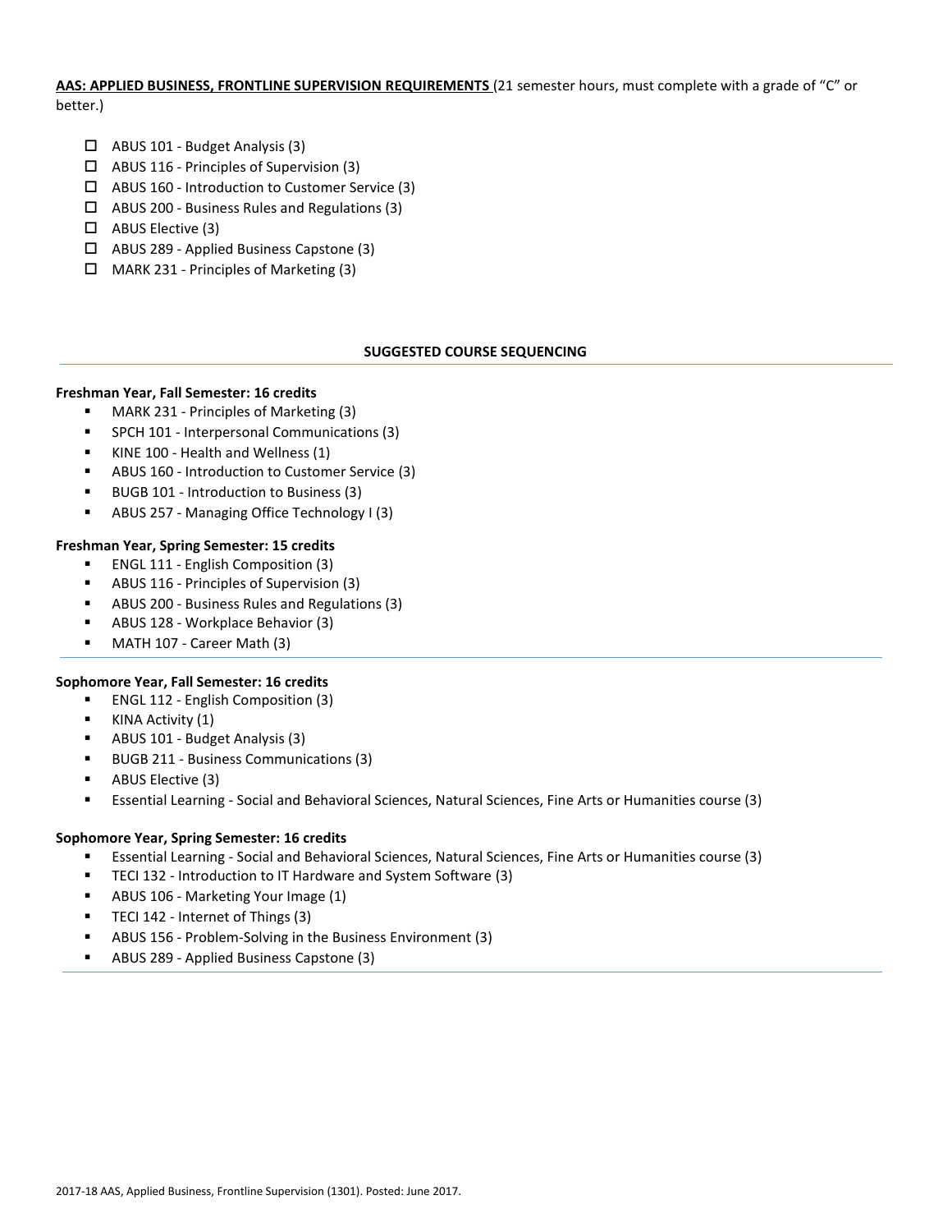**AAS: APPLIED BUSINESS, FRONTLINE SUPERVISION REQUIREMENTS** (21 semester hours, must complete with a grade of "C" or better.)

- ☐ ABUS 101 - Budget Analysis (3)
- ☐ ABUS 116 - Principles of Supervision (3)
- ☐ ABUS 160 - Introduction to Customer Service (3)
- ☐ ABUS 200 - Business Rules and Regulations (3)
- ☐ ABUS Elective (3)
- ☐ ABUS 289 - Applied Business Capstone (3)
- ☐ MARK 231 - Principles of Marketing (3)

## SUGGESTED COURSE SEQUENCING

**Freshman Year, Fall Semester: 16 credits**

- MARK 231 - Principles of Marketing (3)
- SPCH 101 - Interpersonal Communications (3)
- KINE 100 - Health and Wellness (1)
- ABUS 160 - Introduction to Customer Service (3)
- BUGB 101 - Introduction to Business (3)
- ABUS 257 - Managing Office Technology I (3)

**Freshman Year, Spring Semester: 15 credits**

- ENGL 111 - English Composition (3)
- ABUS 116 - Principles of Supervision (3)
- ABUS 200 - Business Rules and Regulations (3)
- ABUS 128 - Workplace Behavior (3)
- MATH 107 - Career Math (3)

**Sophomore Year, Fall Semester: 16 credits**

- ENGL 112 - English Composition (3)
- KINA Activity (1)
- ABUS 101 - Budget Analysis (3)
- BUGB 211 - Business Communications (3)
- ABUS Elective (3)
- Essential Learning - Social and Behavioral Sciences, Natural Sciences, Fine Arts or Humanities course (3)

**Sophomore Year, Spring Semester: 16 credits**

- Essential Learning - Social and Behavioral Sciences, Natural Sciences, Fine Arts or Humanities course (3)
- TECI 132 - Introduction to IT Hardware and System Software (3)
- ABUS 106 - Marketing Your Image (1)
- TECI 142 - Internet of Things (3)
- ABUS 156 - Problem-Solving in the Business Environment (3)
- ABUS 289 - Applied Business Capstone (3)

2017-18 AAS, Applied Business, Frontline Supervision (1301). Posted: June 2017.